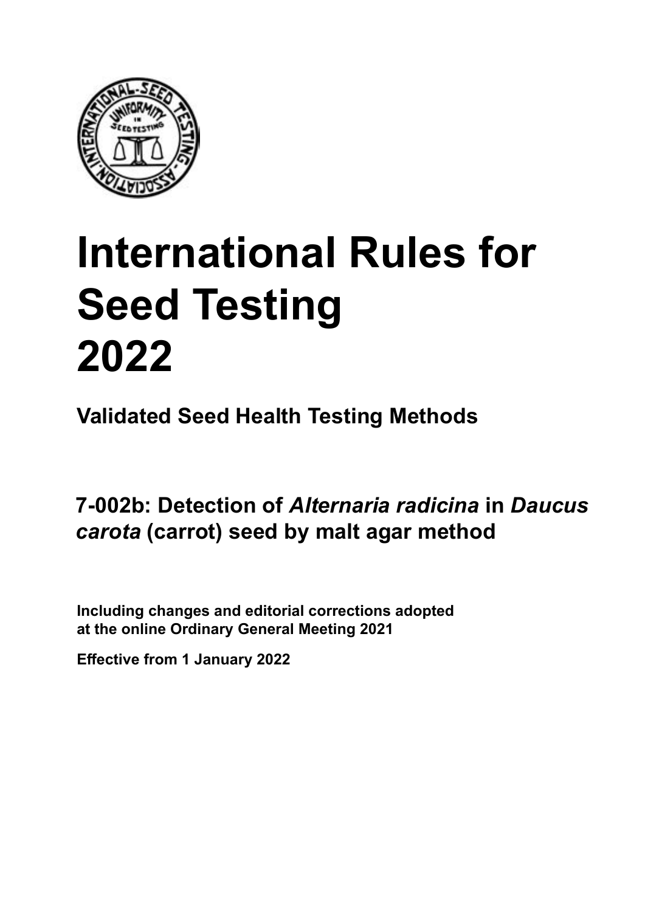# International Rules for Seed Testing 2022

## Validated Seed Health Testing Methods

## 7-002b: Detection of *Alternaria radicina* in *Daucus carota* (carrot) seed by malt agar method

**Including changes and editorial corrections adopted at the online Ordinary General Meeting 2021**

**Effective from 1 January 2022**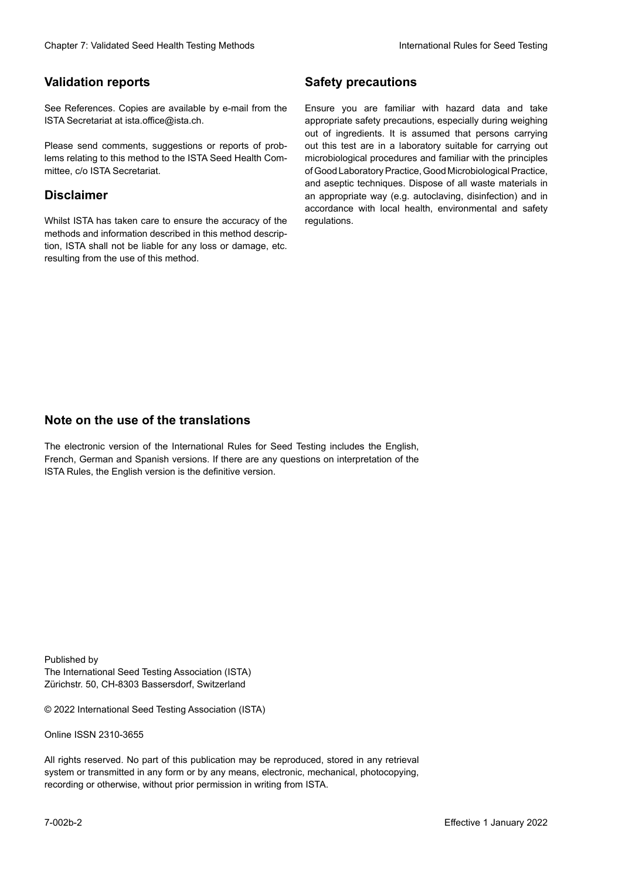## Validation reports

See References. Copies are available by e-mail from the ISTA Secretariat at ista.office@ista.ch.

Please send comments, suggestions or reports of problems relating to this method to the ISTA Seed Health Committee, c/o ISTA Secretariat.

## Disclaimer

Whilst ISTA has taken care to ensure the accuracy of the methods and information described in this method description, ISTA shall not be liable for any loss or damage, etc. resulting from the use of this method.

## Safety precautions

Ensure you are familiar with hazard data and take appropriate safety precautions, especially during weighing out of ingredients. It is assumed that persons carrying out this test are in a laboratory suitable for carrying out microbiological procedures and familiar with the principles of Good Laboratory Practice, Good Microbiological Practice, and aseptic techniques. Dispose of all waste materials in an appropriate way (e.g. autoclaving, disinfection) and in accordance with local health, environmental and safety regulations.

## Note on the use of the translations

The electronic version of the International Rules for Seed Testing includes the English, French, German and Spanish versions. If there are any questions on interpretation of the ISTA Rules, the English version is the definitive version.

Published by
The International Seed Testing Association (ISTA)
Zürichstr. 50, CH-8303 Bassersdorf, Switzerland

© 2022 International Seed Testing Association (ISTA)

Online ISSN 2310-3655

All rights reserved. No part of this publication may be reproduced, stored in any retrieval system or transmitted in any form or by any means, electronic, mechanical, photocopying, recording or otherwise, without prior permission in writing from ISTA.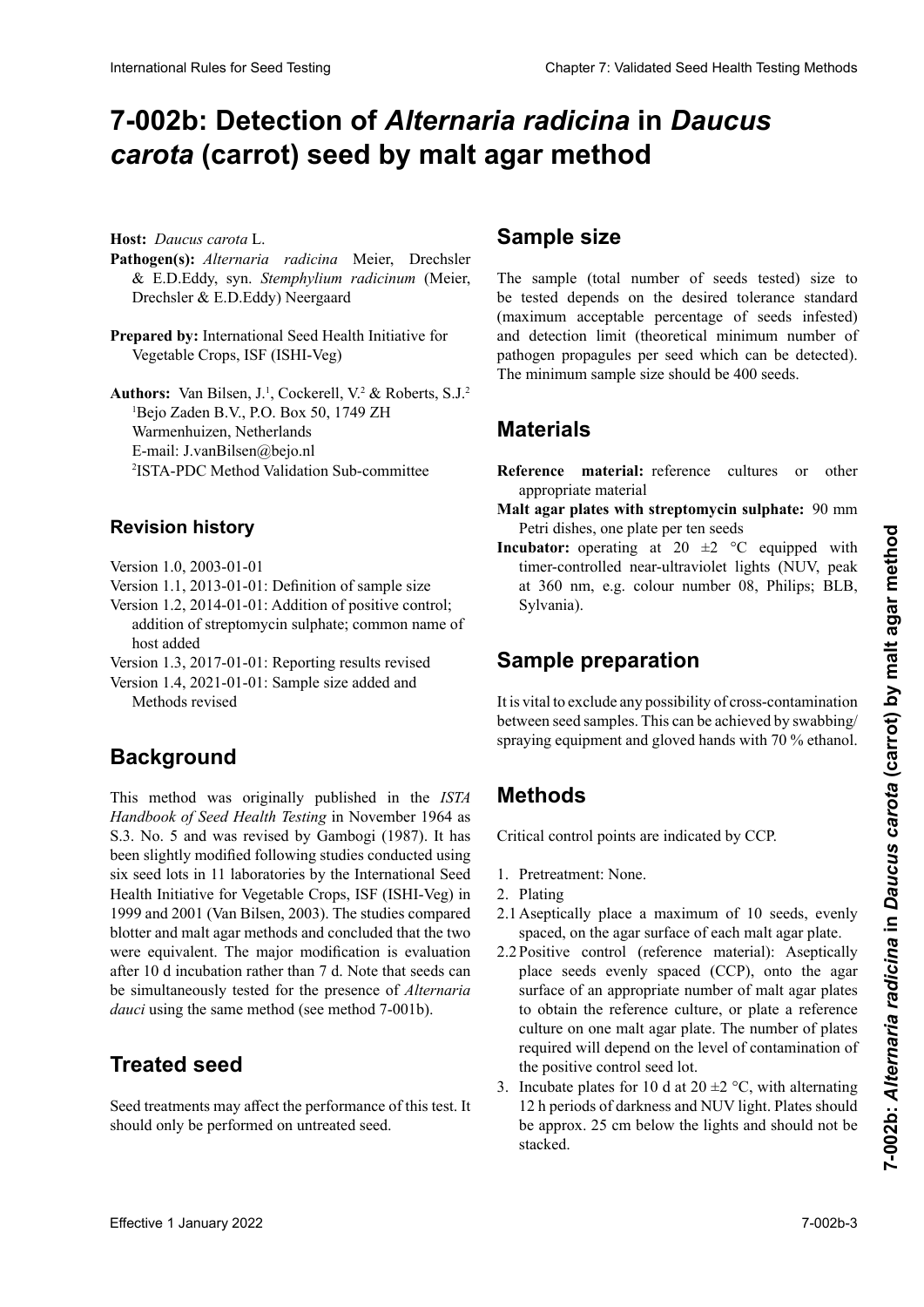# 7-002b: Detection of *Alternaria radicina* in *Daucus carota* (carrot) seed by malt agar method

**Host:** *Daucus carota* L.

**Pathogen(s):** *Alternaria radicina* Meier, Drechsler & E.D.Eddy, syn. *Stemphylium radicinum* (Meier, Drechsler & E.D.Eddy) Neergaard

**Prepared by:** International Seed Health Initiative for Vegetable Crops, ISF (ISHI-Veg)

**Authors:** Van Bilsen, J.[1], Cockerell, V.[2] & Roberts, S.J.[2]
[1]Bejo Zaden B.V., P.O. Box 50, 1749 ZH Warmenhuizen, Netherlands
E-mail: J.vanBilsen@bejo.nl
[2]ISTA-PDC Method Validation Sub-committee

## Revision history

Version 1.0, 2003-01-01
Version 1.1, 2013-01-01: Definition of sample size
Version 1.2, 2014-01-01: Addition of positive control; addition of streptomycin sulphate; common name of host added
Version 1.3, 2017-01-01: Reporting results revised
Version 1.4, 2021-01-01: Sample size added and Methods revised

## Background

This method was originally published in the *ISTA Handbook of Seed Health Testing* in November 1964 as S.3. No. 5 and was revised by Gambogi (1987). It has been slightly modified following studies conducted using six seed lots in 11 laboratories by the International Seed Health Initiative for Vegetable Crops, ISF (ISHI-Veg) in 1999 and 2001 (Van Bilsen, 2003). The studies compared blotter and malt agar methods and concluded that the two were equivalent. The major modification is evaluation after 10 d incubation rather than 7 d. Note that seeds can be simultaneously tested for the presence of *Alternaria dauci* using the same method (see method 7-001b).

## Treated seed

Seed treatments may affect the performance of this test. It should only be performed on untreated seed.

## Sample size

The sample (total number of seeds tested) size to be tested depends on the desired tolerance standard (maximum acceptable percentage of seeds infested) and detection limit (theoretical minimum number of pathogen propagules per seed which can be detected). The minimum sample size should be 400 seeds.

## Materials

**Reference material:** reference cultures or other appropriate material

**Malt agar plates with streptomycin sulphate:** 90 mm Petri dishes, one plate per ten seeds

**Incubator:** operating at 20 ±2 °C equipped with timer-controlled near-ultraviolet lights (NUV, peak at 360 nm, e.g. colour number 08, Philips; BLB, Sylvania).

## Sample preparation

It is vital to exclude any possibility of cross-contamination between seed samples. This can be achieved by swabbing/spraying equipment and gloved hands with 70 % ethanol.

## Methods

Critical control points are indicated by CCP.

1. Pretreatment: None.
2. Plating
2.1 Aseptically place a maximum of 10 seeds, evenly spaced, on the agar surface of each malt agar plate.
2.2 Positive control (reference material): Aseptically place seeds evenly spaced (CCP), onto the agar surface of an appropriate number of malt agar plates to obtain the reference culture, or plate a reference culture on one malt agar plate. The number of plates required will depend on the level of contamination of the positive control seed lot.
3. Incubate plates for 10 d at 20 ±2 °C, with alternating 12 h periods of darkness and NUV light. Plates should be approx. 25 cm below the lights and should not be stacked.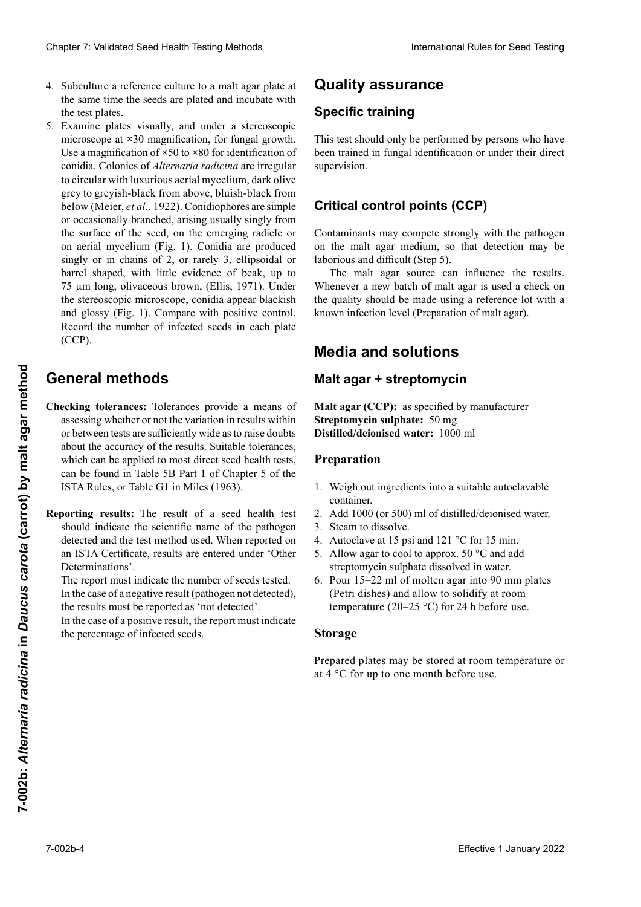4. Subculture a reference culture to a malt agar plate at the same time the seeds are plated and incubate with the test plates.
5. Examine plates visually, and under a stereoscopic microscope at ×30 magnification, for fungal growth. Use a magnification of ×50 to ×80 for identification of conidia. Colonies of *Alternaria radicina* are irregular to circular with luxurious aerial mycelium, dark olive grey to greyish-black from above, bluish-black from below (Meier, *et al.,* 1922). Conidiophores are simple or occasionally branched, arising usually singly from the surface of the seed, on the emerging radicle or on aerial mycelium (Fig. 1). Conidia are produced singly or in chains of 2, or rarely 3, ellipsoidal or barrel shaped, with little evidence of beak, up to 75 µm long, olivaceous brown, (Ellis, 1971). Under the stereoscopic microscope, conidia appear blackish and glossy (Fig. 1). Compare with positive control. Record the number of infected seeds in each plate (CCP).

# General methods

**Checking tolerances:** Tolerances provide a means of assessing whether or not the variation in results within or between tests are sufficiently wide as to raise doubts about the accuracy of the results. Suitable tolerances, which can be applied to most direct seed health tests, can be found in Table 5B Part 1 of Chapter 5 of the ISTA Rules, or Table G1 in Miles (1963).

**Reporting results:** The result of a seed health test should indicate the scientific name of the pathogen detected and the test method used. When reported on an ISTA Certificate, results are entered under 'Other Determinations'.

The report must indicate the number of seeds tested.

In the case of a negative result (pathogen not detected), the results must be reported as 'not detected'.

In the case of a positive result, the report must indicate the percentage of infected seeds.

# Quality assurance

## Specific training

This test should only be performed by persons who have been trained in fungal identification or under their direct supervision.

## Critical control points (CCP)

Contaminants may compete strongly with the pathogen on the malt agar medium, so that detection may be laborious and difficult (Step 5).

The malt agar source can influence the results. Whenever a new batch of malt agar is used a check on the quality should be made using a reference lot with a known infection level (Preparation of malt agar).

# Media and solutions

## Malt agar + streptomycin

**Malt agar (CCP):** as specified by manufacturer
**Streptomycin sulphate:** 50 mg
**Distilled/deionised water:** 1000 ml

### Preparation

1. Weigh out ingredients into a suitable autoclavable container.
2. Add 1000 (or 500) ml of distilled/deionised water.
3. Steam to dissolve.
4. Autoclave at 15 psi and 121 °C for 15 min.
5. Allow agar to cool to approx. 50 °C and add streptomycin sulphate dissolved in water.
6. Pour 15–22 ml of molten agar into 90 mm plates (Petri dishes) and allow to solidify at room temperature (20–25 °C) for 24 h before use.

### Storage

Prepared plates may be stored at room temperature or at 4 °C for up to one month before use.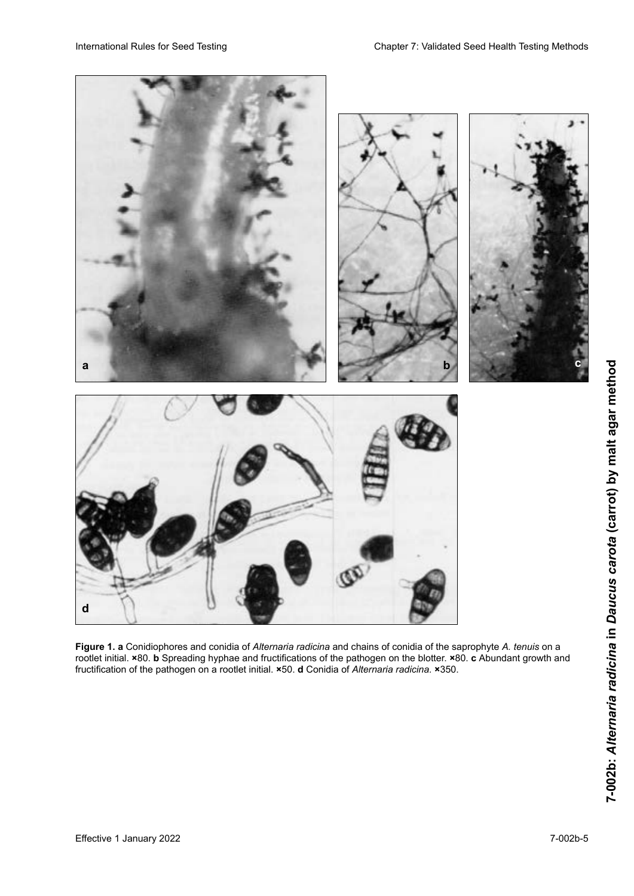**Figure 1. a** Conidiophores and conidia of *Alternaria radicina* and chains of conidia of the saprophyte *A. tenuis* on a rootlet initial. ×80. **b** Spreading hyphae and fructifications of the pathogen on the blotter. ×80. **c** Abundant growth and fructification of the pathogen on a rootlet initial. ×50. **d** Conidia of *Alternaria radicina.* ×350.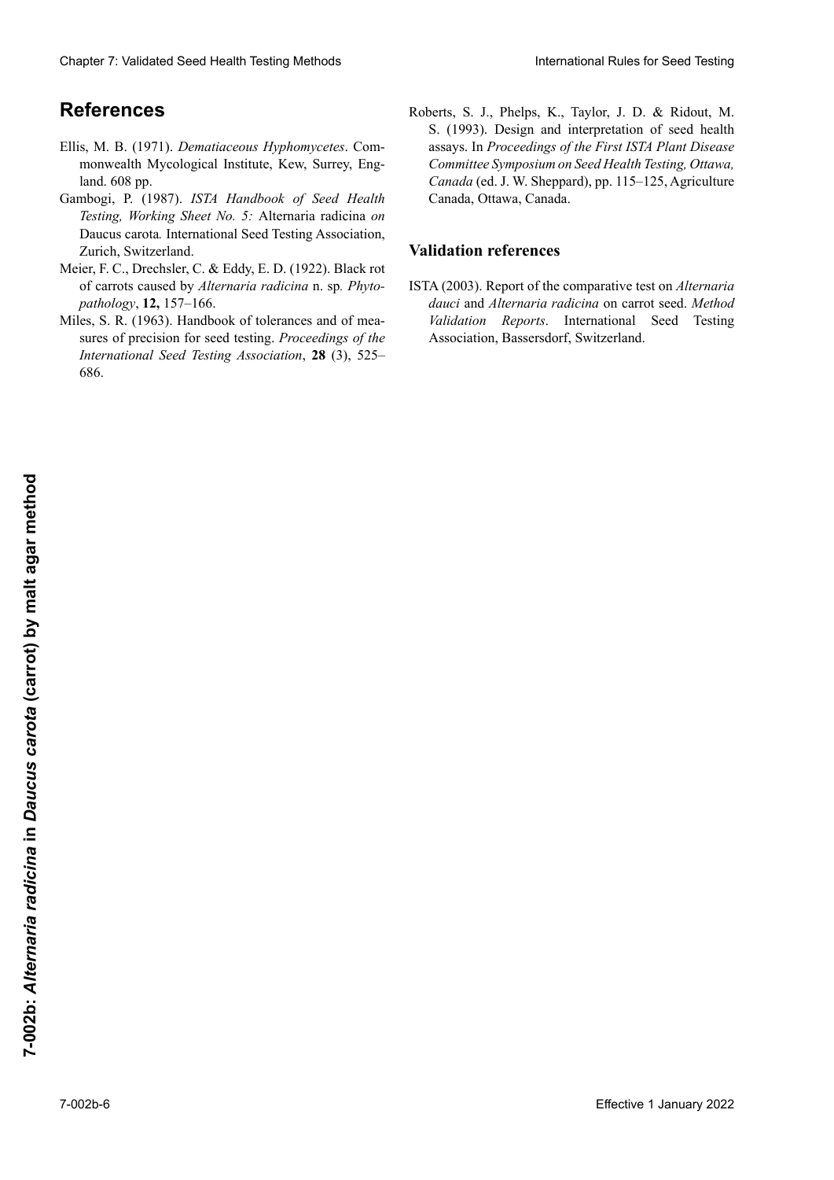# References

Ellis, M. B. (1971). *Dematiaceous Hyphomycetes*. Commonwealth Mycological Institute, Kew, Surrey, England. 608 pp.

Gambogi, P. (1987). *ISTA Handbook of Seed Health Testing, Working Sheet No. 5:* Alternaria radicina *on* Daucus carota*.* International Seed Testing Association, Zurich, Switzerland.

Meier, F. C., Drechsler, C. & Eddy, E. D. (1922). Black rot of carrots caused by *Alternaria radicina* n. sp*. Phytopathology*, **12,** 157–166.

Miles, S. R. (1963). Handbook of tolerances and of measures of precision for seed testing. *Proceedings of the International Seed Testing Association*, **28** (3), 525–686.

Roberts, S. J., Phelps, K., Taylor, J. D. & Ridout, M. S. (1993). Design and interpretation of seed health assays. In *Proceedings of the First ISTA Plant Disease Committee Symposium on Seed Health Testing, Ottawa, Canada* (ed. J. W. Sheppard), pp. 115–125, Agriculture Canada, Ottawa, Canada.

## Validation references

ISTA (2003). Report of the comparative test on *Alternaria dauci* and *Alternaria radicina* on carrot seed. *Method Validation Reports*. International Seed Testing Association, Bassersdorf, Switzerland.